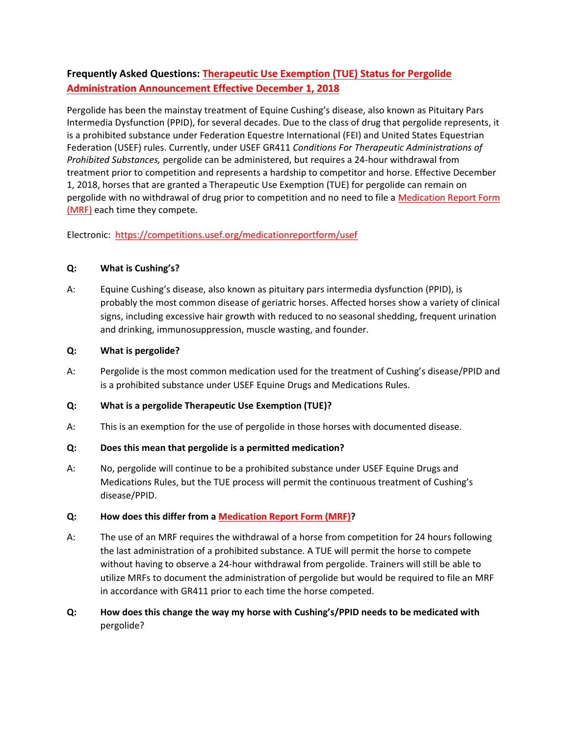**Frequently Asked Questions: Therapeutic Use Exemption (TUE) Status for Pergolide Administration Announcement Effective December 1, 2018**

Pergolide has been the mainstay treatment of Equine Cushing's disease, also known as Pituitary Pars Intermedia Dysfunction (PPID), for several decades. Due to the class of drug that pergolide represents, it is a prohibited substance under Federation Equestre International (FEI) and United States Equestrian Federation (USEF) rules. Currently, under USEF GR411 *Conditions For Therapeutic Administrations of Prohibited Substances,* pergolide can be administered, but requires a 24-hour withdrawal from treatment prior to competition and represents a hardship to competitor and horse. Effective December 1, 2018, horses that are granted a Therapeutic Use Exemption (TUE) for pergolide can remain on pergolide with no withdrawal of drug prior to competition and no need to file a Medication Report Form (MRF) each time they compete.

Electronic: https://competitions.usef.org/medicationreportform/usef

**Q: What is Cushing's?**

A: Equine Cushing's disease, also known as pituitary pars intermedia dysfunction (PPID), is probably the most common disease of geriatric horses. Affected horses show a variety of clinical signs, including excessive hair growth with reduced to no seasonal shedding, frequent urination and drinking, immunosuppression, muscle wasting, and founder.

**Q: What is pergolide?**

A: Pergolide is the most common medication used for the treatment of Cushing's disease/PPID and is a prohibited substance under USEF Equine Drugs and Medications Rules.

**Q: What is a pergolide Therapeutic Use Exemption (TUE)?**

A: This is an exemption for the use of pergolide in those horses with documented disease.

**Q: Does this mean that pergolide is a permitted medication?**

A: No, pergolide will continue to be a prohibited substance under USEF Equine Drugs and Medications Rules, but the TUE process will permit the continuous treatment of Cushing's disease/PPID.

**Q: How does this differ from a Medication Report Form (MRF)?**

A: The use of an MRF requires the withdrawal of a horse from competition for 24 hours following the last administration of a prohibited substance. A TUE will permit the horse to compete without having to observe a 24-hour withdrawal from pergolide. Trainers will still be able to utilize MRFs to document the administration of pergolide but would be required to file an MRF in accordance with GR411 prior to each time the horse competed.

**Q: How does this change the way my horse with Cushing's/PPID needs to be medicated with** pergolide?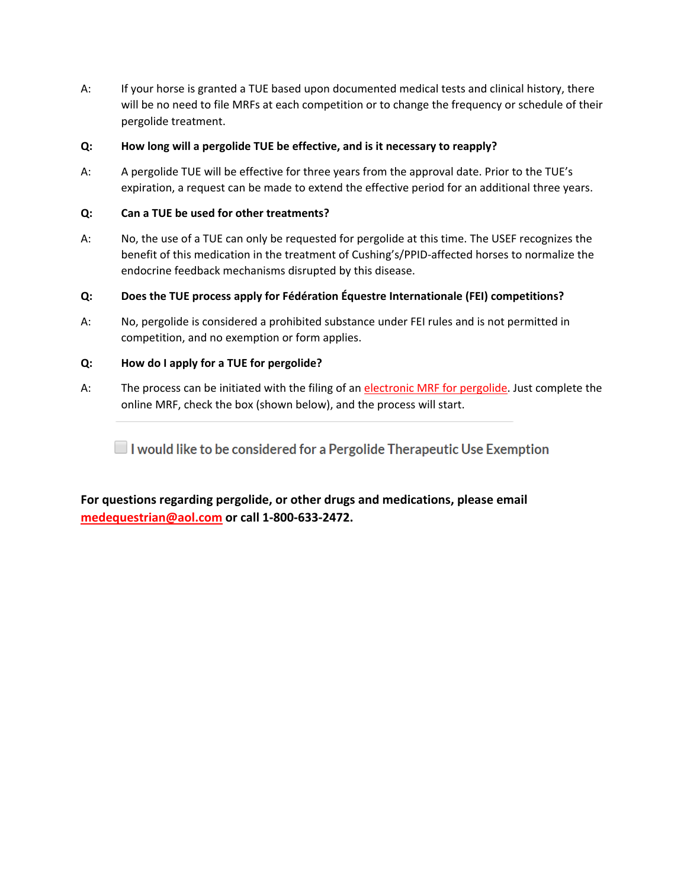A: If your horse is granted a TUE based upon documented medical tests and clinical history, there will be no need to file MRFs at each competition or to change the frequency or schedule of their pergolide treatment.

**Q: How long will a pergolide TUE be effective, and is it necessary to reapply?**

A: A pergolide TUE will be effective for three years from the approval date. Prior to the TUE's expiration, a request can be made to extend the effective period for an additional three years.

**Q: Can a TUE be used for other treatments?**

A: No, the use of a TUE can only be requested for pergolide at this time. The USEF recognizes the benefit of this medication in the treatment of Cushing's/PPID-affected horses to normalize the endocrine feedback mechanisms disrupted by this disease.

**Q: Does the TUE process apply for Fédération Équestre Internationale (FEI) competitions?**

A: No, pergolide is considered a prohibited substance under FEI rules and is not permitted in competition, and no exemption or form applies.

**Q: How do I apply for a TUE for pergolide?**

A: The process can be initiated with the filing of an electronic MRF for pergolide. Just complete the online MRF, check the box (shown below), and the process will start.

☐ I would like to be considered for a Pergolide Therapeutic Use Exemption

**For questions regarding pergolide, or other drugs and medications, please email medequestrian@aol.com or call 1-800-633-2472.**